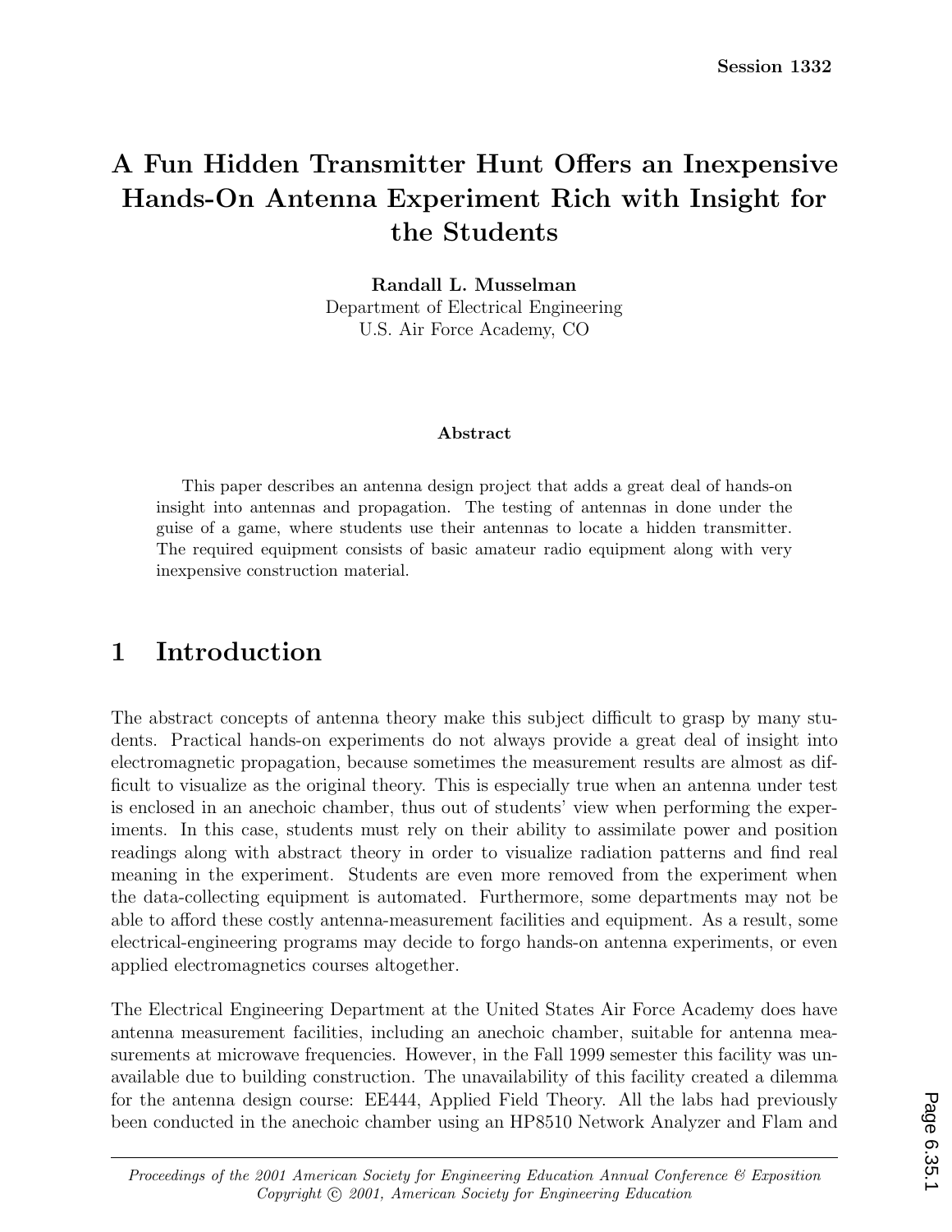Session 1332

# A Fun Hidden Transmitter Hunt Offers an Inexpensive Hands-On Antenna Experiment Rich with Insight for the Students

**Randall L. Musselman**
Department of Electrical Engineering
U.S. Air Force Academy, CO

**Abstract**

This paper describes an antenna design project that adds a great deal of hands-on insight into antennas and propagation. The testing of antennas in done under the guise of a game, where students use their antennas to locate a hidden transmitter. The required equipment consists of basic amateur radio equipment along with very inexpensive construction material.

## 1 Introduction

The abstract concepts of antenna theory make this subject difficult to grasp by many students. Practical hands-on experiments do not always provide a great deal of insight into electromagnetic propagation, because sometimes the measurement results are almost as difficult to visualize as the original theory. This is especially true when an antenna under test is enclosed in an anechoic chamber, thus out of students' view when performing the experiments. In this case, students must rely on their ability to assimilate power and position readings along with abstract theory in order to visualize radiation patterns and find real meaning in the experiment. Students are even more removed from the experiment when the data-collecting equipment is automated. Furthermore, some departments may not be able to afford these costly antenna-measurement facilities and equipment. As a result, some electrical-engineering programs may decide to forgo hands-on antenna experiments, or even applied electromagnetics courses altogether.

The Electrical Engineering Department at the United States Air Force Academy does have antenna measurement facilities, including an anechoic chamber, suitable for antenna measurements at microwave frequencies. However, in the Fall 1999 semester this facility was unavailable due to building construction. The unavailability of this facility created a dilemma for the antenna design course: EE444, Applied Field Theory. All the labs had previously been conducted in the anechoic chamber using an HP8510 Network Analyzer and Flam and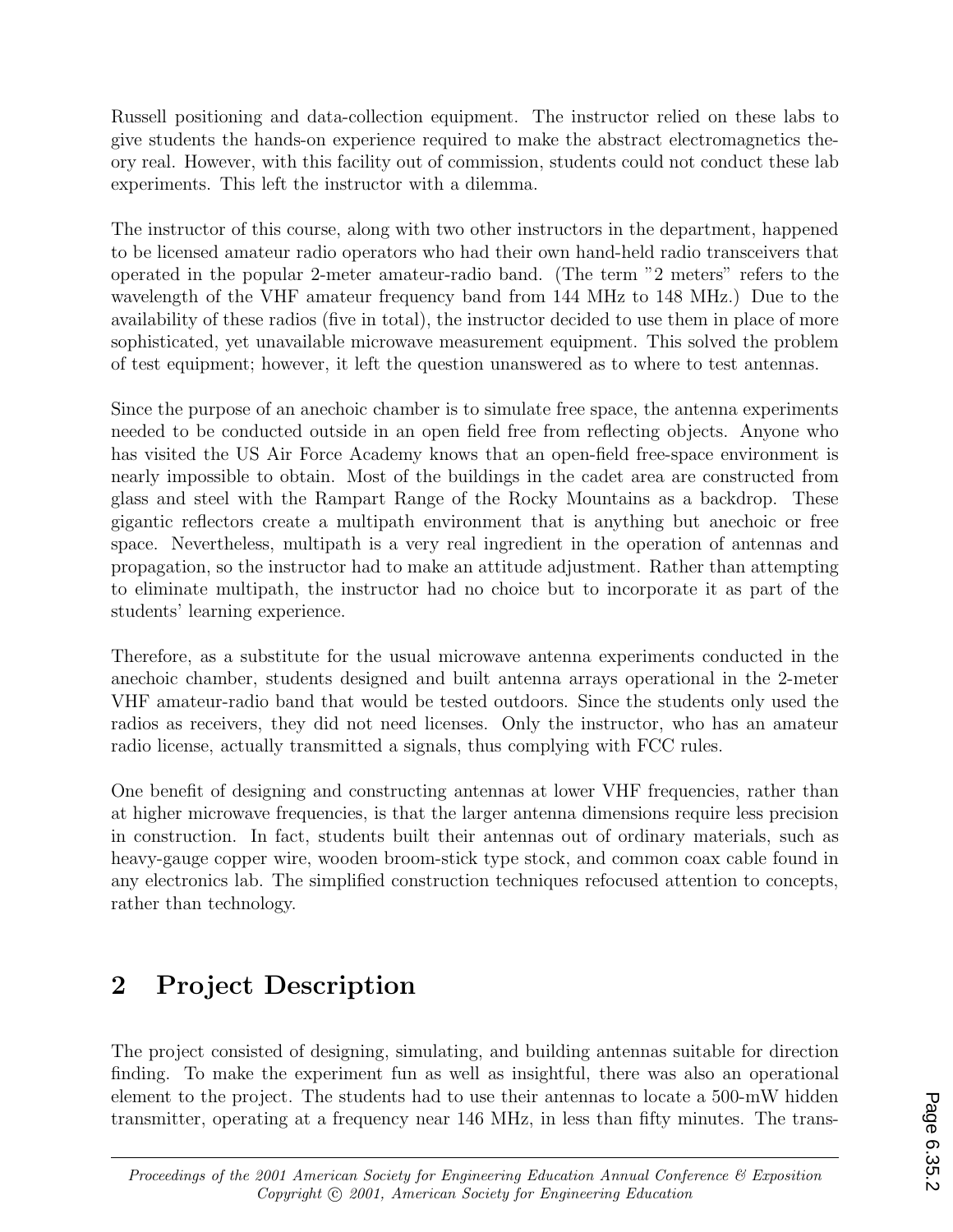Russell positioning and data-collection equipment. The instructor relied on these labs to give students the hands-on experience required to make the abstract electromagnetics theory real. However, with this facility out of commission, students could not conduct these lab experiments. This left the instructor with a dilemma.

The instructor of this course, along with two other instructors in the department, happened to be licensed amateur radio operators who had their own hand-held radio transceivers that operated in the popular 2-meter amateur-radio band. (The term "2 meters" refers to the wavelength of the VHF amateur frequency band from 144 MHz to 148 MHz.) Due to the availability of these radios (five in total), the instructor decided to use them in place of more sophisticated, yet unavailable microwave measurement equipment. This solved the problem of test equipment; however, it left the question unanswered as to where to test antennas.

Since the purpose of an anechoic chamber is to simulate free space, the antenna experiments needed to be conducted outside in an open field free from reflecting objects. Anyone who has visited the US Air Force Academy knows that an open-field free-space environment is nearly impossible to obtain. Most of the buildings in the cadet area are constructed from glass and steel with the Rampart Range of the Rocky Mountains as a backdrop. These gigantic reflectors create a multipath environment that is anything but anechoic or free space. Nevertheless, multipath is a very real ingredient in the operation of antennas and propagation, so the instructor had to make an attitude adjustment. Rather than attempting to eliminate multipath, the instructor had no choice but to incorporate it as part of the students' learning experience.

Therefore, as a substitute for the usual microwave antenna experiments conducted in the anechoic chamber, students designed and built antenna arrays operational in the 2-meter VHF amateur-radio band that would be tested outdoors. Since the students only used the radios as receivers, they did not need licenses. Only the instructor, who has an amateur radio license, actually transmitted a signals, thus complying with FCC rules.

One benefit of designing and constructing antennas at lower VHF frequencies, rather than at higher microwave frequencies, is that the larger antenna dimensions require less precision in construction. In fact, students built their antennas out of ordinary materials, such as heavy-gauge copper wire, wooden broom-stick type stock, and common coax cable found in any electronics lab. The simplified construction techniques refocused attention to concepts, rather than technology.

## 2 Project Description

The project consisted of designing, simulating, and building antennas suitable for direction finding. To make the experiment fun as well as insightful, there was also an operational element to the project. The students had to use their antennas to locate a 500-mW hidden transmitter, operating at a frequency near 146 MHz, in less than fifty minutes. The trans-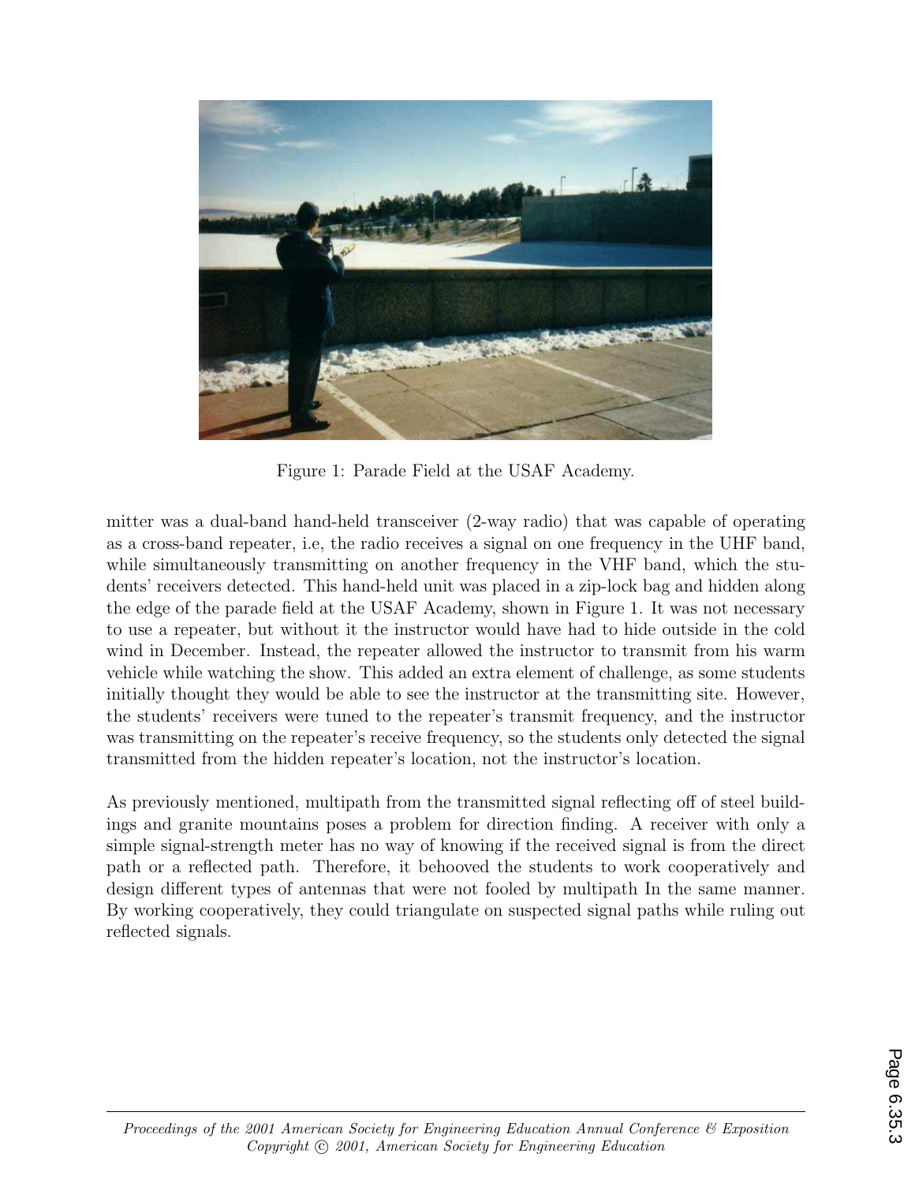Figure 1: Parade Field at the USAF Academy.

mitter was a dual-band hand-held transceiver (2-way radio) that was capable of operating as a cross-band repeater, i.e, the radio receives a signal on one frequency in the UHF band, while simultaneously transmitting on another frequency in the VHF band, which the students' receivers detected. This hand-held unit was placed in a zip-lock bag and hidden along the edge of the parade field at the USAF Academy, shown in Figure 1. It was not necessary to use a repeater, but without it the instructor would have had to hide outside in the cold wind in December. Instead, the repeater allowed the instructor to transmit from his warm vehicle while watching the show. This added an extra element of challenge, as some students initially thought they would be able to see the instructor at the transmitting site. However, the students' receivers were tuned to the repeater's transmit frequency, and the instructor was transmitting on the repeater's receive frequency, so the students only detected the signal transmitted from the hidden repeater's location, not the instructor's location.

As previously mentioned, multipath from the transmitted signal reflecting off of steel buildings and granite mountains poses a problem for direction finding. A receiver with only a simple signal-strength meter has no way of knowing if the received signal is from the direct path or a reflected path. Therefore, it behooved the students to work cooperatively and design different types of antennas that were not fooled by multipath In the same manner. By working cooperatively, they could triangulate on suspected signal paths while ruling out reflected signals.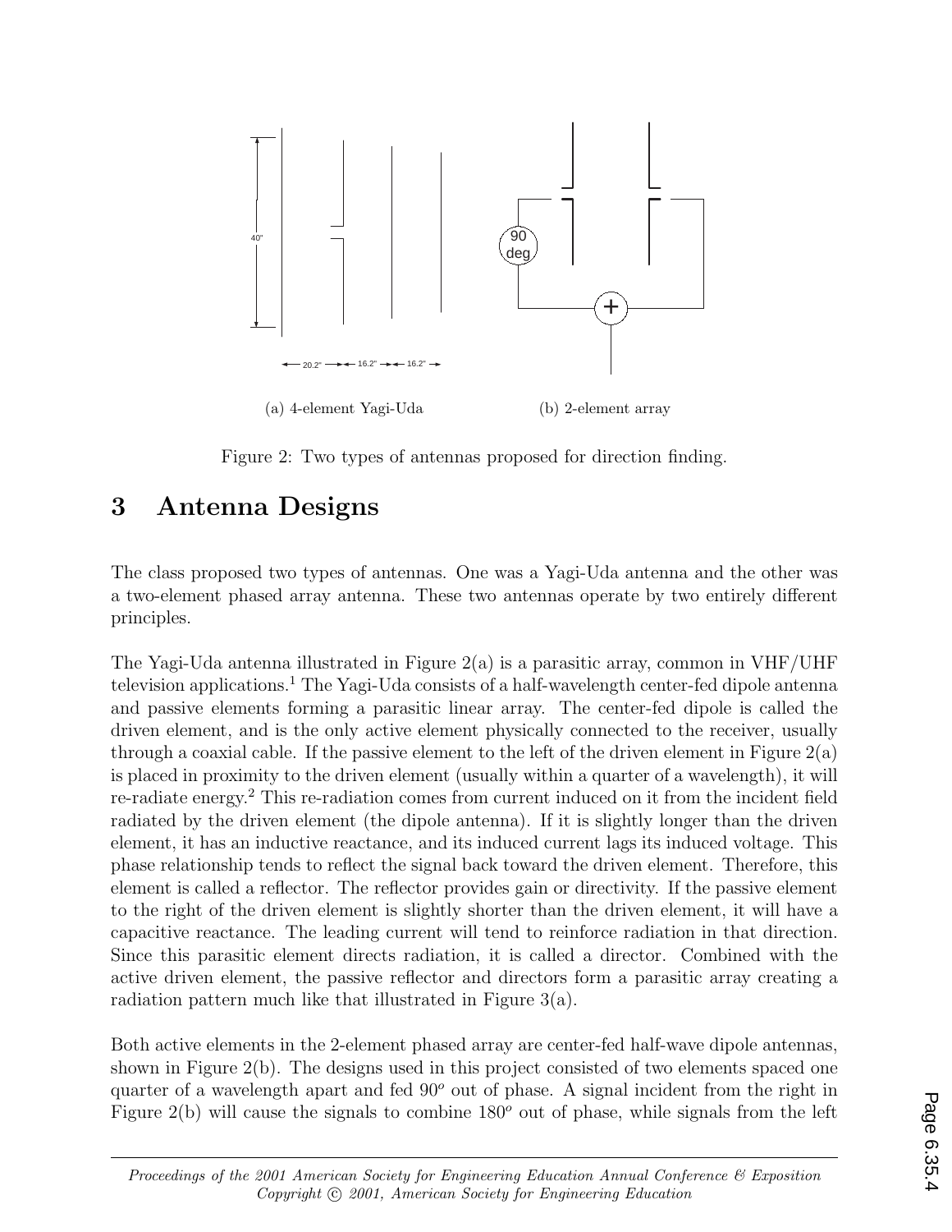(a) 4-element Yagi-Uda

(b) 2-element array

Figure 2: Two types of antennas proposed for direction finding.

## 3 Antenna Designs

The class proposed two types of antennas. One was a Yagi-Uda antenna and the other was a two-element phased array antenna. These two antennas operate by two entirely different principles.

The Yagi-Uda antenna illustrated in Figure 2(a) is a parasitic array, common in VHF/UHF television applications.[1] The Yagi-Uda consists of a half-wavelength center-fed dipole antenna and passive elements forming a parasitic linear array. The center-fed dipole is called the driven element, and is the only active element physically connected to the receiver, usually through a coaxial cable. If the passive element to the left of the driven element in Figure 2(a) is placed in proximity to the driven element (usually within a quarter of a wavelength), it will re-radiate energy.[2] This re-radiation comes from current induced on it from the incident field radiated by the driven element (the dipole antenna). If it is slightly longer than the driven element, it has an inductive reactance, and its induced current lags its induced voltage. This phase relationship tends to reflect the signal back toward the driven element. Therefore, this element is called a reflector. The reflector provides gain or directivity. If the passive element to the right of the driven element is slightly shorter than the driven element, it will have a capacitive reactance. The leading current will tend to reinforce radiation in that direction. Since this parasitic element directs radiation, it is called a director. Combined with the active driven element, the passive reflector and directors form a parasitic array creating a radiation pattern much like that illustrated in Figure 3(a).

Both active elements in the 2-element phased array are center-fed half-wave dipole antennas, shown in Figure 2(b). The designs used in this project consisted of two elements spaced one quarter of a wavelength apart and fed $90^o$ out of phase. A signal incident from the right in Figure 2(b) will cause the signals to combine $180^o$ out of phase, while signals from the left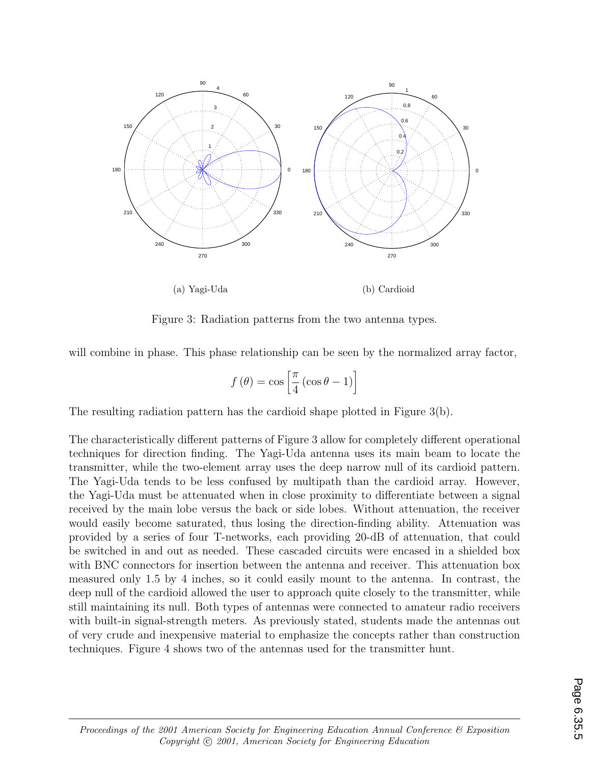(a) Yagi-Uda

(b) Cardioid

Figure 3: Radiation patterns from the two antenna types.

will combine in phase. This phase relationship can be seen by the normalized array factor,

$$f(\theta) = \cos\left[\frac{\pi}{4}(\cos\theta - 1)\right]$$

The resulting radiation pattern has the cardioid shape plotted in Figure 3(b).

The characteristically different patterns of Figure 3 allow for completely different operational techniques for direction finding. The Yagi-Uda antenna uses its main beam to locate the transmitter, while the two-element array uses the deep narrow null of its cardioid pattern. The Yagi-Uda tends to be less confused by multipath than the cardioid array. However, the Yagi-Uda must be attenuated when in close proximity to differentiate between a signal received by the main lobe versus the back or side lobes. Without attenuation, the receiver would easily become saturated, thus losing the direction-finding ability. Attenuation was provided by a series of four T-networks, each providing 20-dB of attenuation, that could be switched in and out as needed. These cascaded circuits were encased in a shielded box with BNC connectors for insertion between the antenna and receiver. This attenuation box measured only 1.5 by 4 inches, so it could easily mount to the antenna. In contrast, the deep null of the cardioid allowed the user to approach quite closely to the transmitter, while still maintaining its null. Both types of antennas were connected to amateur radio receivers with built-in signal-strength meters. As previously stated, students made the antennas out of very crude and inexpensive material to emphasize the concepts rather than construction techniques. Figure 4 shows two of the antennas used for the transmitter hunt.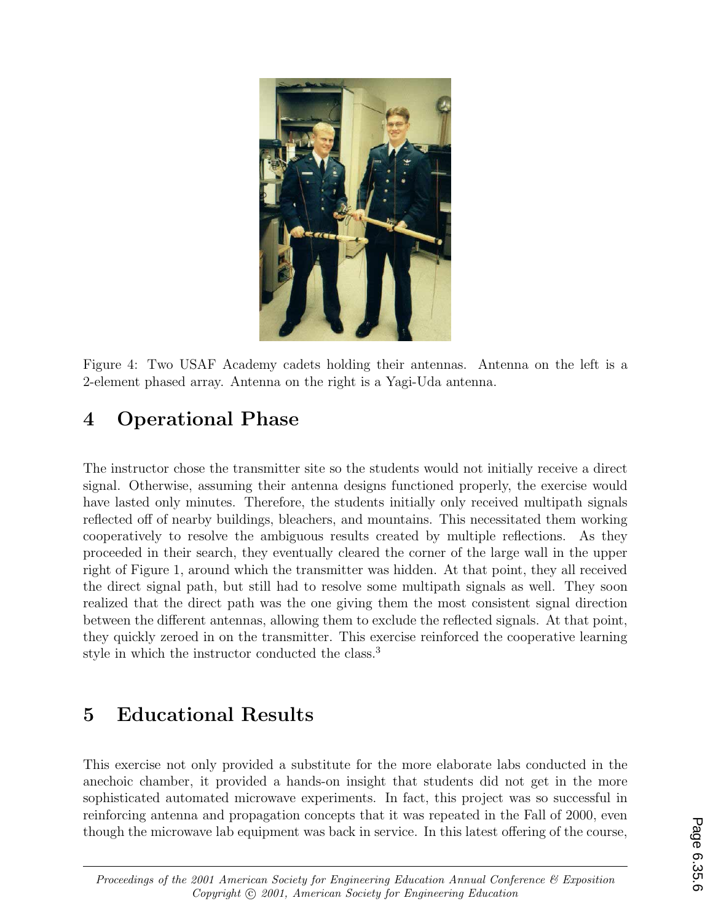Figure 4: Two USAF Academy cadets holding their antennas. Antenna on the left is a 2-element phased array. Antenna on the right is a Yagi-Uda antenna.

## 4 Operational Phase

The instructor chose the transmitter site so the students would not initially receive a direct signal. Otherwise, assuming their antenna designs functioned properly, the exercise would have lasted only minutes. Therefore, the students initially only received multipath signals reflected off of nearby buildings, bleachers, and mountains. This necessitated them working cooperatively to resolve the ambiguous results created by multiple reflections. As they proceeded in their search, they eventually cleared the corner of the large wall in the upper right of Figure 1, around which the transmitter was hidden. At that point, they all received the direct signal path, but still had to resolve some multipath signals as well. They soon realized that the direct path was the one giving them the most consistent signal direction between the different antennas, allowing them to exclude the reflected signals. At that point, they quickly zeroed in on the transmitter. This exercise reinforced the cooperative learning style in which the instructor conducted the class.[3]

## 5 Educational Results

This exercise not only provided a substitute for the more elaborate labs conducted in the anechoic chamber, it provided a hands-on insight that students did not get in the more sophisticated automated microwave experiments. In fact, this project was so successful in reinforcing antenna and propagation concepts that it was repeated in the Fall of 2000, even though the microwave lab equipment was back in service. In this latest offering of the course,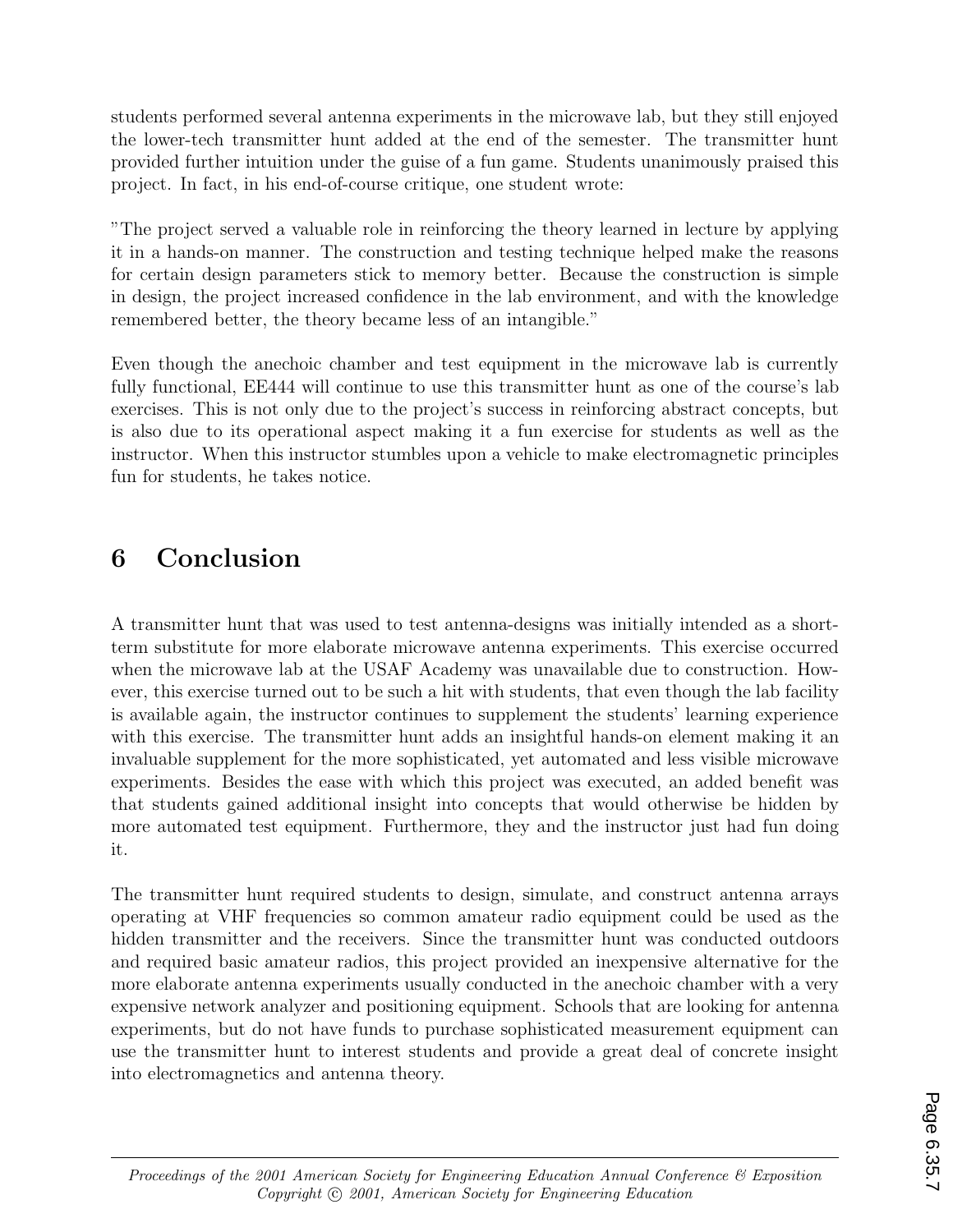students performed several antenna experiments in the microwave lab, but they still enjoyed the lower-tech transmitter hunt added at the end of the semester. The transmitter hunt provided further intuition under the guise of a fun game. Students unanimously praised this project. In fact, in his end-of-course critique, one student wrote:

"The project served a valuable role in reinforcing the theory learned in lecture by applying it in a hands-on manner. The construction and testing technique helped make the reasons for certain design parameters stick to memory better. Because the construction is simple in design, the project increased confidence in the lab environment, and with the knowledge remembered better, the theory became less of an intangible."

Even though the anechoic chamber and test equipment in the microwave lab is currently fully functional, EE444 will continue to use this transmitter hunt as one of the course's lab exercises. This is not only due to the project's success in reinforcing abstract concepts, but is also due to its operational aspect making it a fun exercise for students as well as the instructor. When this instructor stumbles upon a vehicle to make electromagnetic principles fun for students, he takes notice.

# 6 Conclusion

A transmitter hunt that was used to test antenna-designs was initially intended as a short-term substitute for more elaborate microwave antenna experiments. This exercise occurred when the microwave lab at the USAF Academy was unavailable due to construction. However, this exercise turned out to be such a hit with students, that even though the lab facility is available again, the instructor continues to supplement the students' learning experience with this exercise. The transmitter hunt adds an insightful hands-on element making it an invaluable supplement for the more sophisticated, yet automated and less visible microwave experiments. Besides the ease with which this project was executed, an added benefit was that students gained additional insight into concepts that would otherwise be hidden by more automated test equipment. Furthermore, they and the instructor just had fun doing it.

The transmitter hunt required students to design, simulate, and construct antenna arrays operating at VHF frequencies so common amateur radio equipment could be used as the hidden transmitter and the receivers. Since the transmitter hunt was conducted outdoors and required basic amateur radios, this project provided an inexpensive alternative for the more elaborate antenna experiments usually conducted in the anechoic chamber with a very expensive network analyzer and positioning equipment. Schools that are looking for antenna experiments, but do not have funds to purchase sophisticated measurement equipment can use the transmitter hunt to interest students and provide a great deal of concrete insight into electromagnetics and antenna theory.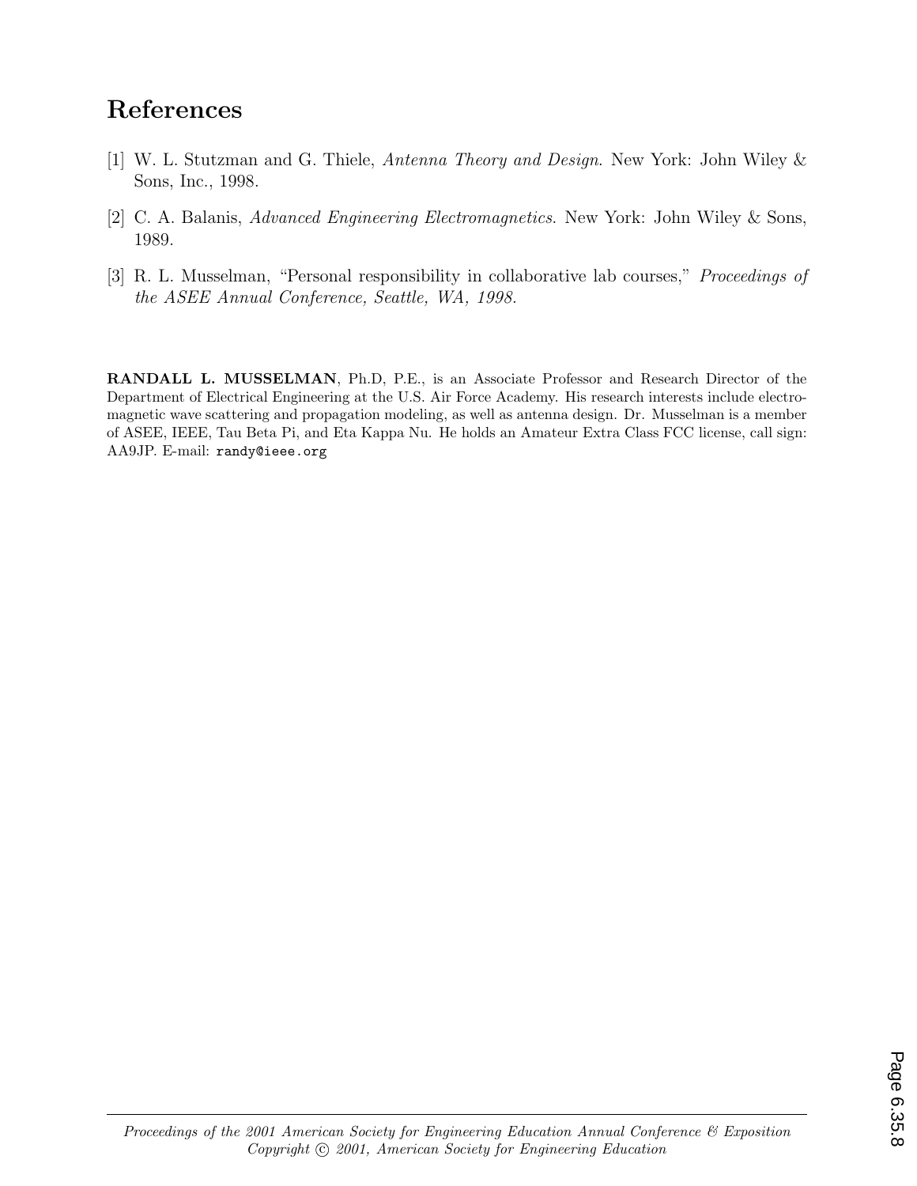## References

[1] W. L. Stutzman and G. Thiele, *Antenna Theory and Design*. New York: John Wiley & Sons, Inc., 1998.

[2] C. A. Balanis, *Advanced Engineering Electromagnetics*. New York: John Wiley & Sons, 1989.

[3] R. L. Musselman, "Personal responsibility in collaborative lab courses," *Proceedings of the ASEE Annual Conference, Seattle, WA, 1998.*

**RANDALL L. MUSSELMAN**, Ph.D, P.E., is an Associate Professor and Research Director of the Department of Electrical Engineering at the U.S. Air Force Academy. His research interests include electromagnetic wave scattering and propagation modeling, as well as antenna design. Dr. Musselman is a member of ASEE, IEEE, Tau Beta Pi, and Eta Kappa Nu. He holds an Amateur Extra Class FCC license, call sign: AA9JP. E-mail: randy@ieee.org